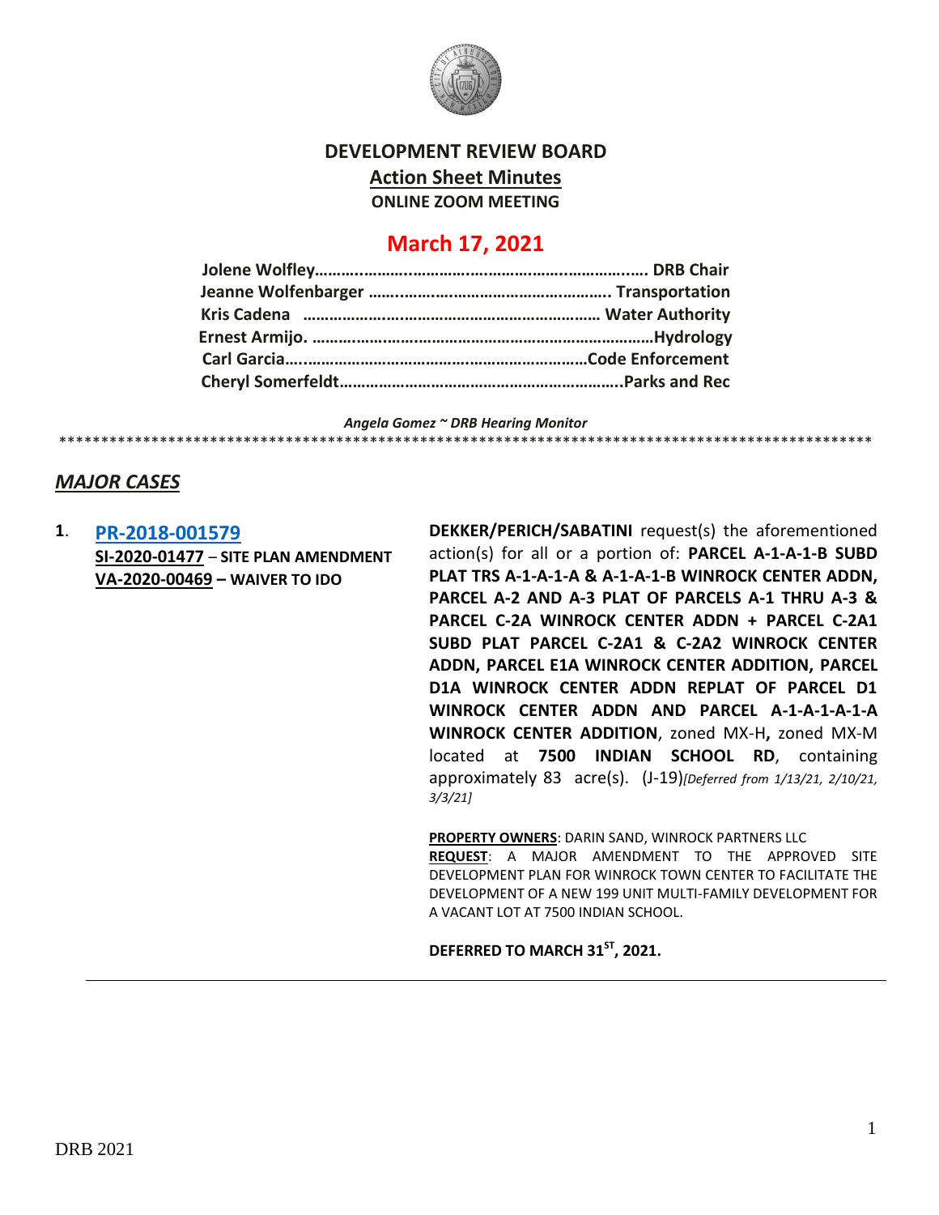# DEVELOPMENT REVIEW BOARD

## Action Sheet Minutes

**ONLINE ZOOM MEETING**

## March 17, 2021

**Jolene Wolfley……………………………………………………………. DRB Chair**
**Jeanne Wolfenbarger ……………………………………………. Transportation**
**Kris Cadena ………………………………………………………… Water Authority**
**Ernest Armijo. …………………………………………………………………Hydrology**
**Carl Garcia………………………………………………………………Code Enforcement**
**Cheryl Somerfeldt………………………………………………………..Parks and Rec**

*Angela Gomez ~ DRB Hearing Monitor*

****************************************************************************************************

## *MAJOR CASES*

**1.** **PR-2018-001579**
**SI-2020-01477** – **SITE PLAN AMENDMENT**
**VA-2020-00469** – **WAIVER TO IDO**

**DEKKER/PERICH/SABATINI** request(s) the aforementioned action(s) for all or a portion of: **PARCEL A-1-A-1-B SUBD PLAT TRS A-1-A-1-A & A-1-A-1-B WINROCK CENTER ADDN, PARCEL A-2 AND A-3 PLAT OF PARCELS A-1 THRU A-3 & PARCEL C-2A WINROCK CENTER ADDN + PARCEL C-2A1 SUBD PLAT PARCEL C-2A1 & C-2A2 WINROCK CENTER ADDN, PARCEL E1A WINROCK CENTER ADDITION, PARCEL D1A WINROCK CENTER ADDN REPLAT OF PARCEL D1 WINROCK CENTER ADDN AND PARCEL A-1-A-1-A-1-A WINROCK CENTER ADDITION**, zoned MX-H**,** zoned MX-M located at **7500 INDIAN SCHOOL RD**, containing approximately 83 acre(s). (J-19)*[Deferred from 1/13/21, 2/10/21, 3/3/21]*

**PROPERTY OWNERS**: DARIN SAND, WINROCK PARTNERS LLC
**REQUEST**: A MAJOR AMENDMENT TO THE APPROVED SITE DEVELOPMENT PLAN FOR WINROCK TOWN CENTER TO FACILITATE THE DEVELOPMENT OF A NEW 199 UNIT MULTI-FAMILY DEVELOPMENT FOR A VACANT LOT AT 7500 INDIAN SCHOOL.

**DEFERRED TO MARCH 31ST, 2021.**

DRB 2021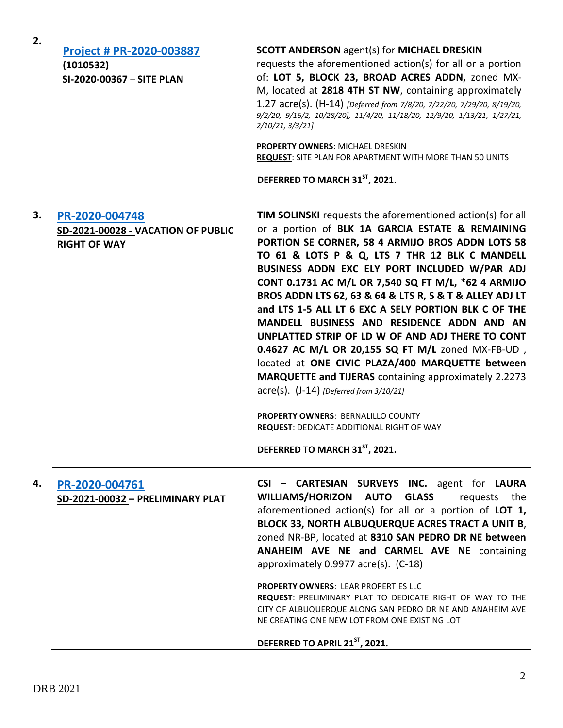**2.**

**Project # PR-2020-003887**
**(1010532)**
**SI-2020-00367 – SITE PLAN**

**SCOTT ANDERSON** agent(s) for **MICHAEL DRESKIN** requests the aforementioned action(s) for all or a portion of: **LOT 5, BLOCK 23, BROAD ACRES ADDN,** zoned MX-M, located at **2818 4TH ST NW**, containing approximately 1.27 acre(s). (H-14) *[Deferred from 7/8/20, 7/22/20, 7/29/20, 8/19/20, 9/2/20, 9/16/2, 10/28/20], 11/4/20, 11/18/20, 12/9/20, 1/13/21, 1/27/21, 2/10/21, 3/3/21]*

**PROPERTY OWNERS**: MICHAEL DRESKIN
**REQUEST**: SITE PLAN FOR APARTMENT WITH MORE THAN 50 UNITS

**DEFERRED TO MARCH 31ST, 2021.**

---

**3.**

**PR-2020-004748**
**SD-2021-00028 - VACATION OF PUBLIC RIGHT OF WAY**

**TIM SOLINSKI** requests the aforementioned action(s) for all or a portion of **BLK 1A GARCIA ESTATE & REMAINING PORTION SE CORNER, 58 4 ARMIJO BROS ADDN LOTS 58 TO 61 & LOTS P & Q, LTS 7 THR 12 BLK C MANDELL BUSINESS ADDN EXC ELY PORT INCLUDED W/PAR ADJ CONT 0.1731 AC M/L OR 7,540 SQ FT M/L, *62 4 ARMIJO BROS ADDN LTS 62, 63 & 64 & LTS R, S & T & ALLEY ADJ LT and LTS 1-5 ALL LT 6 EXC A SELY PORTION BLK C OF THE MANDELL BUSINESS AND RESIDENCE ADDN AND AN UNPLATTED STRIP OF LD W OF AND ADJ THERE TO CONT 0.4627 AC M/L OR 20,155 SQ FT M/L** zoned MX-FB-UD , located at **ONE CIVIC PLAZA/400 MARQUETTE between MARQUETTE and TIJERAS** containing approximately 2.2273 acre(s). (J-14) *[Deferred from 3/10/21]*

**PROPERTY OWNERS**: BERNALILLO COUNTY
**REQUEST**: DEDICATE ADDITIONAL RIGHT OF WAY

**DEFERRED TO MARCH 31ST, 2021.**

---

**4.**

**PR-2020-004761**
**SD-2021-00032 – PRELIMINARY PLAT**

**CSI – CARTESIAN SURVEYS INC.** agent for **LAURA WILLIAMS/HORIZON AUTO GLASS** requests the aforementioned action(s) for all or a portion of **LOT 1, BLOCK 33, NORTH ALBUQUERQUE ACRES TRACT A UNIT B**, zoned NR-BP, located at **8310 SAN PEDRO DR NE between ANAHEIM AVE NE and CARMEL AVE NE** containing approximately 0.9977 acre(s). (C-18)

**PROPERTY OWNERS**: LEAR PROPERTIES LLC
**REQUEST**: PRELIMINARY PLAT TO DEDICATE RIGHT OF WAY TO THE CITY OF ALBUQUERQUE ALONG SAN PEDRO DR NE AND ANAHEIM AVE NE CREATING ONE NEW LOT FROM ONE EXISTING LOT

**DEFERRED TO APRIL 21ST, 2021.**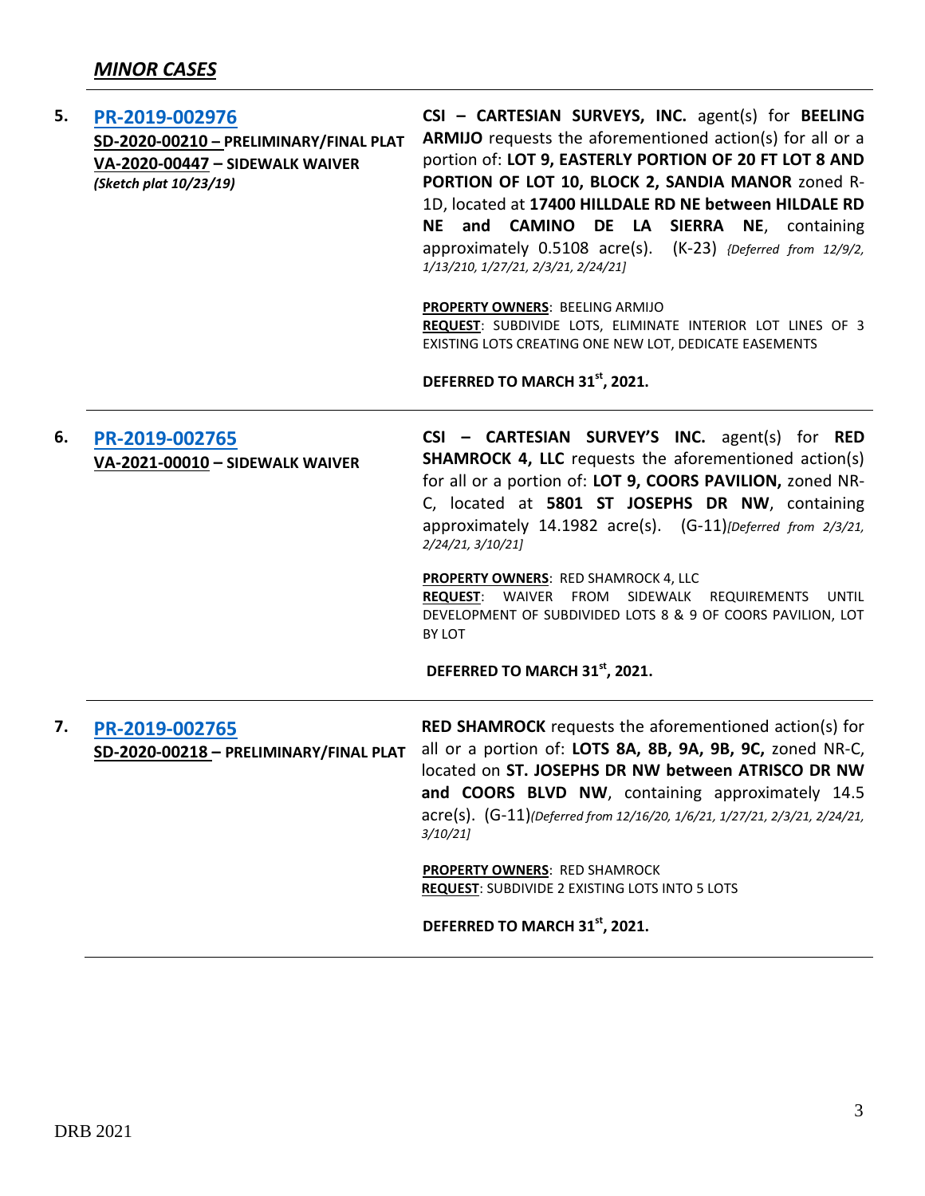## *MINOR CASES*

**5.** **PR-2019-002976**
**SD-2020-00210 – PRELIMINARY/FINAL PLAT**
**VA-2020-00447 – SIDEWALK WAIVER**
***(Sketch plat 10/23/19)***

**CSI – CARTESIAN SURVEYS, INC.** agent(s) for **BEELING ARMIJO** requests the aforementioned action(s) for all or a portion of: **LOT 9, EASTERLY PORTION OF 20 FT LOT 8 AND PORTION OF LOT 10, BLOCK 2, SANDIA MANOR** zoned R-1D, located at **17400 HILLDALE RD NE between HILDALE RD NE and CAMINO DE LA SIERRA NE**, containing approximately 0.5108 acre(s). (K-23) *{Deferred from 12/9/2, 1/13/210, 1/27/21, 2/3/21, 2/24/21]*

**PROPERTY OWNERS**: BEELING ARMIJO
**REQUEST**: SUBDIVIDE LOTS, ELIMINATE INTERIOR LOT LINES OF 3 EXISTING LOTS CREATING ONE NEW LOT, DEDICATE EASEMENTS

**DEFERRED TO MARCH 31st, 2021.**

---

**6.** **PR-2019-002765**
**VA-2021-00010 – SIDEWALK WAIVER**

**CSI – CARTESIAN SURVEY'S INC.** agent(s) for **RED SHAMROCK 4, LLC** requests the aforementioned action(s) for all or a portion of: **LOT 9, COORS PAVILION,** zoned NR-C, located at **5801 ST JOSEPHS DR NW**, containing approximately 14.1982 acre(s). (G-11)*[Deferred from 2/3/21, 2/24/21, 3/10/21]*

**PROPERTY OWNERS**: RED SHAMROCK 4, LLC
**REQUEST**: WAIVER FROM SIDEWALK REQUIREMENTS UNTIL DEVELOPMENT OF SUBDIVIDED LOTS 8 & 9 OF COORS PAVILION, LOT BY LOT

**DEFERRED TO MARCH 31st, 2021.**

---

**7.** **PR-2019-002765**
**SD-2020-00218 – PRELIMINARY/FINAL PLAT**

**RED SHAMROCK** requests the aforementioned action(s) for all or a portion of: **LOTS 8A, 8B, 9A, 9B, 9C,** zoned NR-C, located on **ST. JOSEPHS DR NW between ATRISCO DR NW and COORS BLVD NW**, containing approximately 14.5 acre(s). (G-11)*(Deferred from 12/16/20, 1/6/21, 1/27/21, 2/3/21, 2/24/21, 3/10/21]*

**PROPERTY OWNERS**: RED SHAMROCK
**REQUEST**: SUBDIVIDE 2 EXISTING LOTS INTO 5 LOTS

**DEFERRED TO MARCH 31st, 2021.**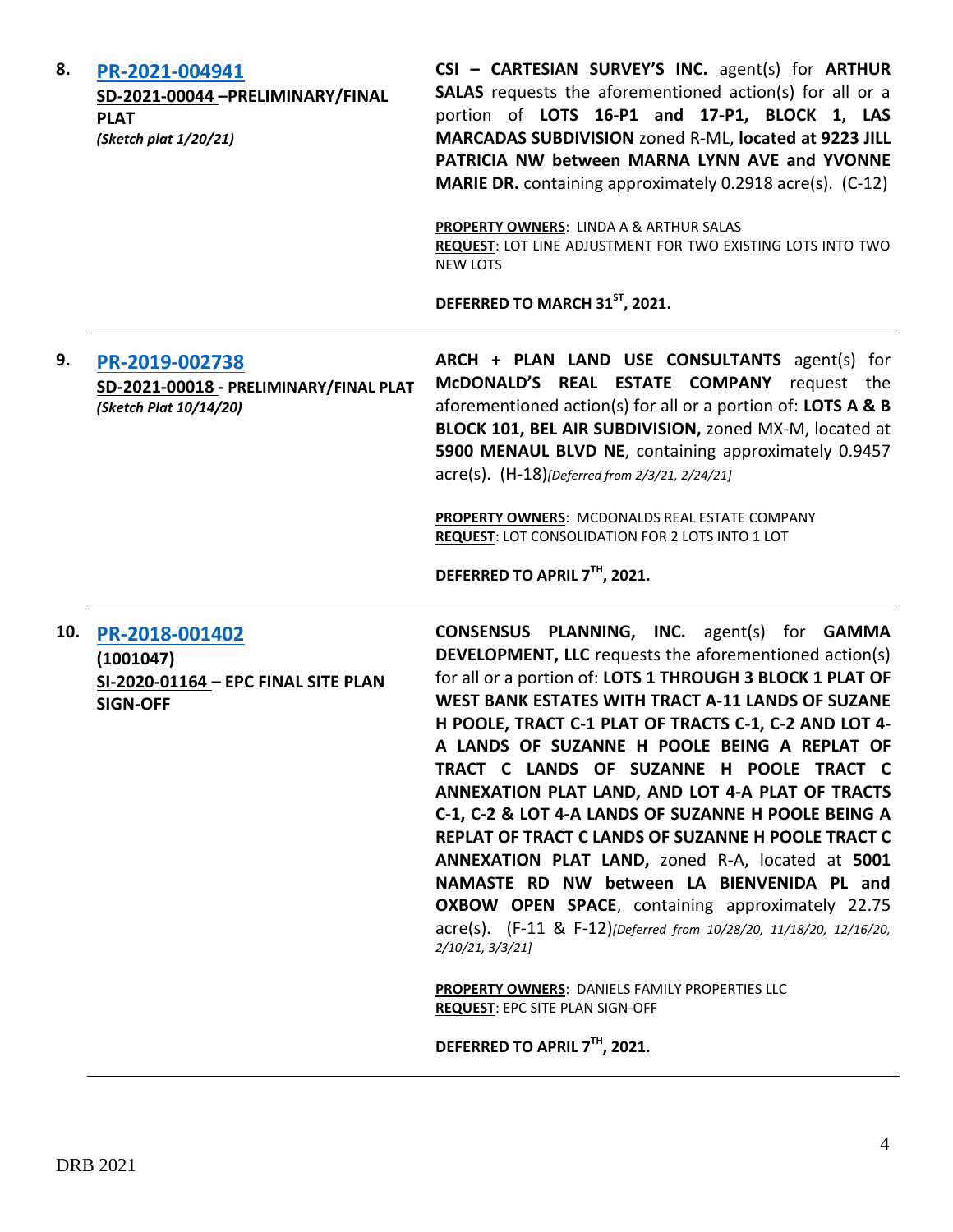**8.** **PR-2021-004941**
**SD-2021-00044 –PRELIMINARY/FINAL PLAT**
***(Sketch plat 1/20/21)***

**CSI – CARTESIAN SURVEY'S INC.** agent(s) for **ARTHUR SALAS** requests the aforementioned action(s) for all or a portion of **LOTS 16-P1 and 17-P1, BLOCK 1, LAS MARCADAS SUBDIVISION** zoned R-ML, **located at 9223 JILL PATRICIA NW between MARNA LYNN AVE and YVONNE MARIE DR.** containing approximately 0.2918 acre(s). (C-12)

**PROPERTY OWNERS**: LINDA A & ARTHUR SALAS
**REQUEST**: LOT LINE ADJUSTMENT FOR TWO EXISTING LOTS INTO TWO NEW LOTS

**DEFERRED TO MARCH 31ST, 2021.**

---

**9.** **PR-2019-002738**
**SD-2021-00018 - PRELIMINARY/FINAL PLAT**
***(Sketch Plat 10/14/20)***

**ARCH + PLAN LAND USE CONSULTANTS** agent(s) for **McDONALD'S REAL ESTATE COMPANY** request the aforementioned action(s) for all or a portion of: **LOTS A & B BLOCK 101, BEL AIR SUBDIVISION,** zoned MX-M, located at **5900 MENAUL BLVD NE**, containing approximately 0.9457 acre(s). (H-18)*[Deferred from 2/3/21, 2/24/21]*

**PROPERTY OWNERS**: MCDONALDS REAL ESTATE COMPANY
**REQUEST**: LOT CONSOLIDATION FOR 2 LOTS INTO 1 LOT

**DEFERRED TO APRIL 7TH, 2021.**

---

**10.** **PR-2018-001402**
**(1001047)**
**SI-2020-01164 – EPC FINAL SITE PLAN SIGN-OFF**

**CONSENSUS PLANNING, INC.** agent(s) for **GAMMA DEVELOPMENT, LLC** requests the aforementioned action(s) for all or a portion of: **LOTS 1 THROUGH 3 BLOCK 1 PLAT OF WEST BANK ESTATES WITH TRACT A-11 LANDS OF SUZANE H POOLE, TRACT C-1 PLAT OF TRACTS C-1, C-2 AND LOT 4-A LANDS OF SUZANNE H POOLE BEING A REPLAT OF TRACT C LANDS OF SUZANNE H POOLE TRACT C ANNEXATION PLAT LAND, AND LOT 4-A PLAT OF TRACTS C-1, C-2 & LOT 4-A LANDS OF SUZANNE H POOLE BEING A REPLAT OF TRACT C LANDS OF SUZANNE H POOLE TRACT C ANNEXATION PLAT LAND,** zoned R-A, located at **5001 NAMASTE RD NW between LA BIENVENIDA PL and OXBOW OPEN SPACE**, containing approximately 22.75 acre(s). (F-11 & F-12)*[Deferred from 10/28/20, 11/18/20, 12/16/20, 2/10/21, 3/3/21]*

**PROPERTY OWNERS**: DANIELS FAMILY PROPERTIES LLC
**REQUEST**: EPC SITE PLAN SIGN-OFF

**DEFERRED TO APRIL 7TH, 2021.**

---

DRB 2021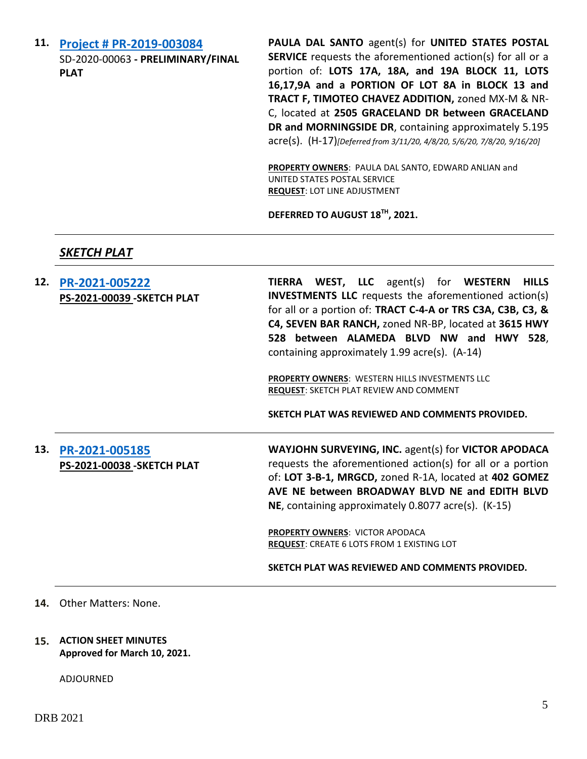**11. [Project # PR-2019-003084](#)**
SD-2020-00063 **- PRELIMINARY/FINAL PLAT**

**PAULA DAL SANTO** agent(s) for **UNITED STATES POSTAL SERVICE** requests the aforementioned action(s) for all or a portion of: **LOTS 17A, 18A, and 19A BLOCK 11, LOTS 16,17,9A and a PORTION OF LOT 8A in BLOCK 13 and TRACT F, TIMOTEO CHAVEZ ADDITION,** zoned MX-M & NR-C, located at **2505 GRACELAND DR between GRACELAND DR and MORNINGSIDE DR**, containing approximately 5.195 acre(s). (H-17)*[Deferred from 3/11/20, 4/8/20, 5/6/20, 7/8/20, 9/16/20]*

**PROPERTY OWNERS**: PAULA DAL SANTO, EDWARD ANLIAN and UNITED STATES POSTAL SERVICE
**REQUEST**: LOT LINE ADJUSTMENT

**DEFERRED TO AUGUST 18TH, 2021.**

---

## *SKETCH PLAT*

---

**12. [PR-2021-005222](#)**
**PS-2021-00039 -SKETCH PLAT**

**TIERRA WEST, LLC** agent(s) for **WESTERN HILLS INVESTMENTS LLC** requests the aforementioned action(s) for all or a portion of: **TRACT C-4-A or TRS C3A, C3B, C3, & C4, SEVEN BAR RANCH,** zoned NR-BP, located at **3615 HWY 528 between ALAMEDA BLVD NW and HWY 528**, containing approximately 1.99 acre(s). (A-14)

**PROPERTY OWNERS**: WESTERN HILLS INVESTMENTS LLC
**REQUEST**: SKETCH PLAT REVIEW AND COMMENT

**SKETCH PLAT WAS REVIEWED AND COMMENTS PROVIDED.**

---

**13. [PR-2021-005185](#)**
**PS-2021-00038 -SKETCH PLAT**

**WAYJOHN SURVEYING, INC.** agent(s) for **VICTOR APODACA** requests the aforementioned action(s) for all or a portion of: **LOT 3-B-1, MRGCD,** zoned R-1A, located at **402 GOMEZ AVE NE between BROADWAY BLVD NE and EDITH BLVD NE**, containing approximately 0.8077 acre(s). (K-15)

**PROPERTY OWNERS**: VICTOR APODACA
**REQUEST**: CREATE 6 LOTS FROM 1 EXISTING LOT

**SKETCH PLAT WAS REVIEWED AND COMMENTS PROVIDED.**

---

**14.** Other Matters: None.

**15. ACTION SHEET MINUTES**
**Approved for March 10, 2021.**

ADJOURNED